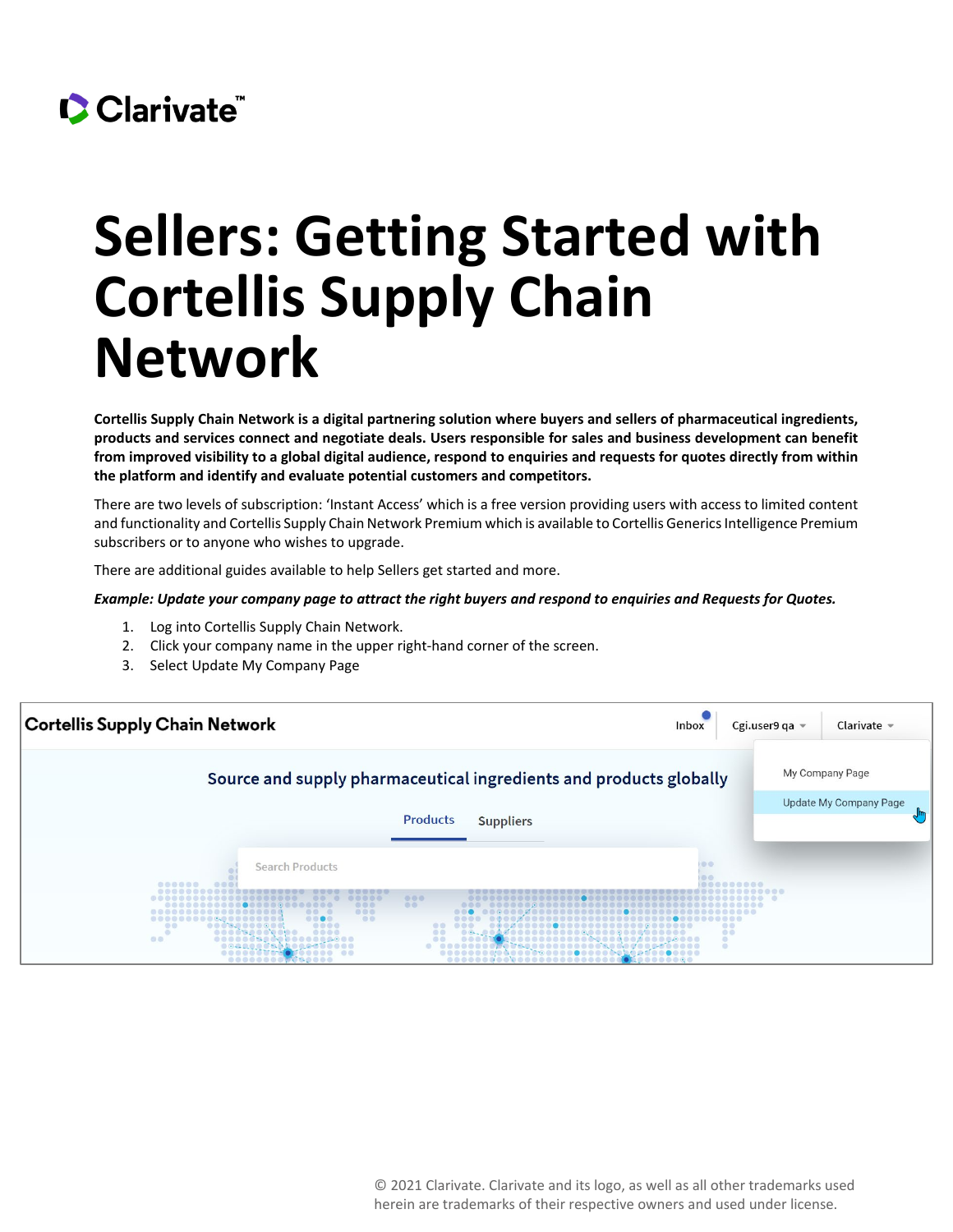Clarivate™

# Sellers: Getting Started with Cortellis Supply Chain Network

**Cortellis Supply Chain Network is a digital partnering solution where buyers and sellers of pharmaceutical ingredients, products and services connect and negotiate deals. Users responsible for sales and business development can benefit from improved visibility to a global digital audience, respond to enquiries and requests for quotes directly from within the platform and identify and evaluate potential customers and competitors.**

There are two levels of subscription: 'Instant Access' which is a free version providing users with access to limited content and functionality and Cortellis Supply Chain Network Premium which is available to Cortellis Generics Intelligence Premium subscribers or to anyone who wishes to upgrade.

There are additional guides available to help Sellers get started and more.

***Example: Update your company page to attract the right buyers and respond to enquiries and Requests for Quotes.***

1. Log into Cortellis Supply Chain Network.
2. Click your company name in the upper right-hand corner of the screen.
3. Select Update My Company Page

Cortellis Supply Chain Network

Inbox | Cgi.user9 qa | Clarivate

My Company Page

Update My Company Page

Source and supply pharmaceutical ingredients and products globally

Products | Suppliers

Search Products

© 2021 Clarivate. Clarivate and its logo, as well as all other trademarks used herein are trademarks of their respective owners and used under license.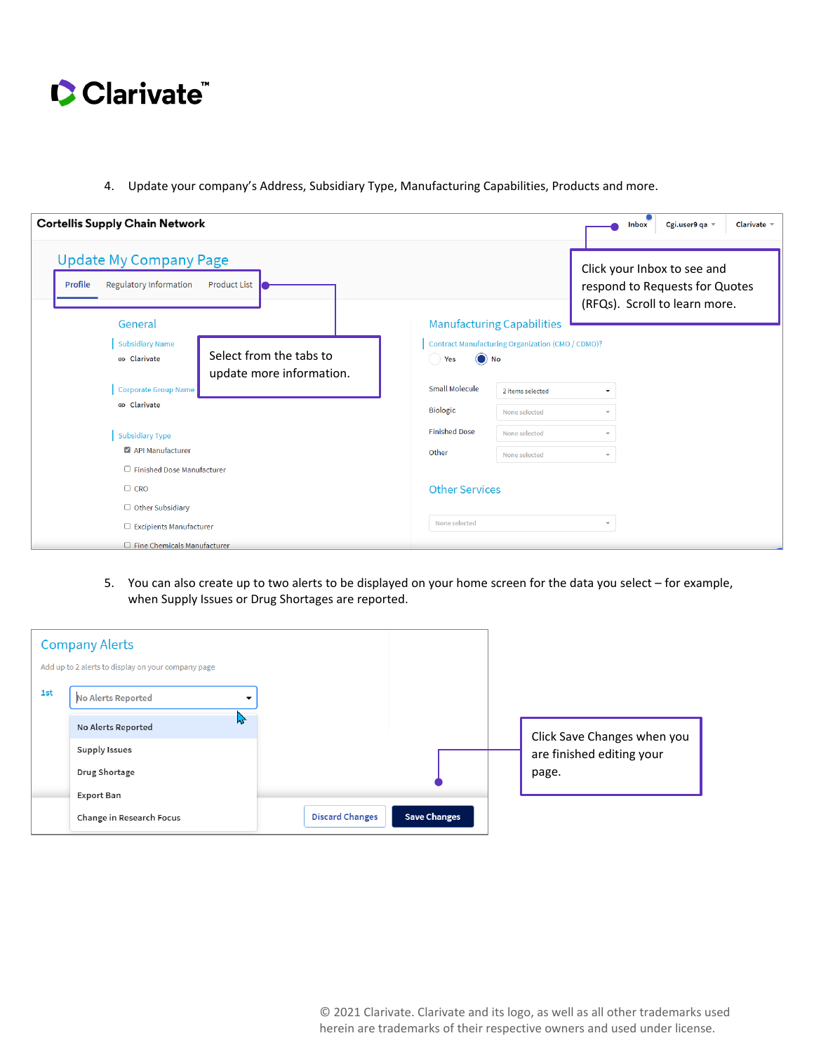4. Update your company's Address, Subsidiary Type, Manufacturing Capabilities, Products and more.

Cortellis Supply Chain Network

Inbox | Cgi.user9 qa | Clarivate

Update My Company Page

Profile | Regulatory Information | Product List

Click your Inbox to see and respond to Requests for Quotes (RFQs). Scroll to learn more.

Select from the tabs to update more information.

General

Subsidiary Name
Clarivate

Corporate Group Name
Clarivate

Subsidiary Type
- [x] API Manufacturer
- [ ] Finished Dose Manufacturer
- [ ] CRO
- [ ] Other Subsidiary
- [ ] Excipients Manufacturer
- [ ] Fine Chemicals Manufacturer

Manufacturing Capabilities

Contract Manufacturing Organization (CMO / CDMO)?
Yes | No

Small Molecule: 2 items selected
Biologic: None selected
Finished Dose: None selected
Other: None selected

Other Services
None selected

5. You can also create up to two alerts to be displayed on your home screen for the data you select – for example, when Supply Issues or Drug Shortages are reported.

Company Alerts

Add up to 2 alerts to display on your company page

1st: No Alerts Reported

- No Alerts Reported
- Supply Issues
- Drug Shortage
- Export Ban
- Change in Research Focus

Discard Changes | Save Changes

Click Save Changes when you are finished editing your page.

© 2021 Clarivate. Clarivate and its logo, as well as all other trademarks used herein are trademarks of their respective owners and used under license.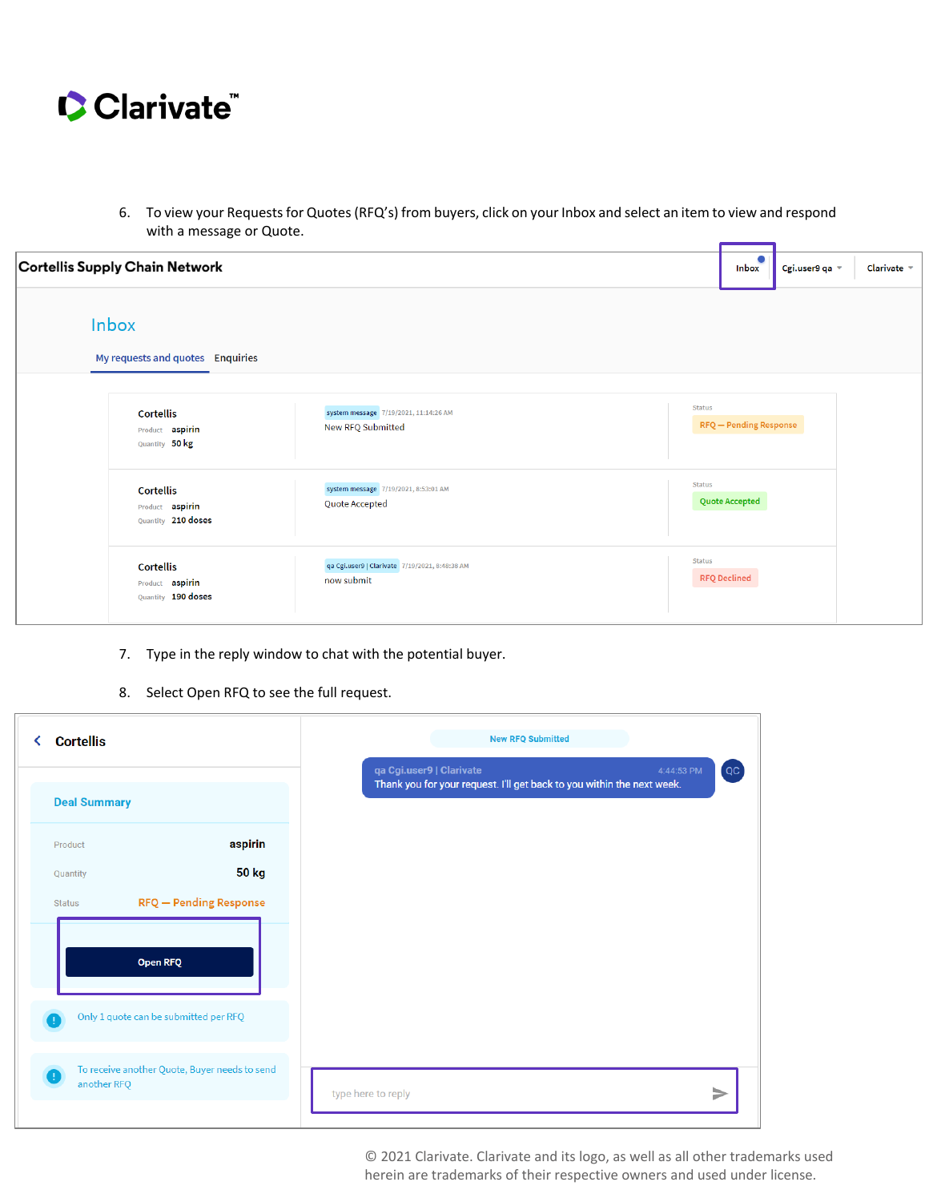6. To view your Requests for Quotes (RFQ's) from buyers, click on your Inbox and select an item to view and respond with a message or Quote.

7. Type in the reply window to chat with the potential buyer.

8. Select Open RFQ to see the full request.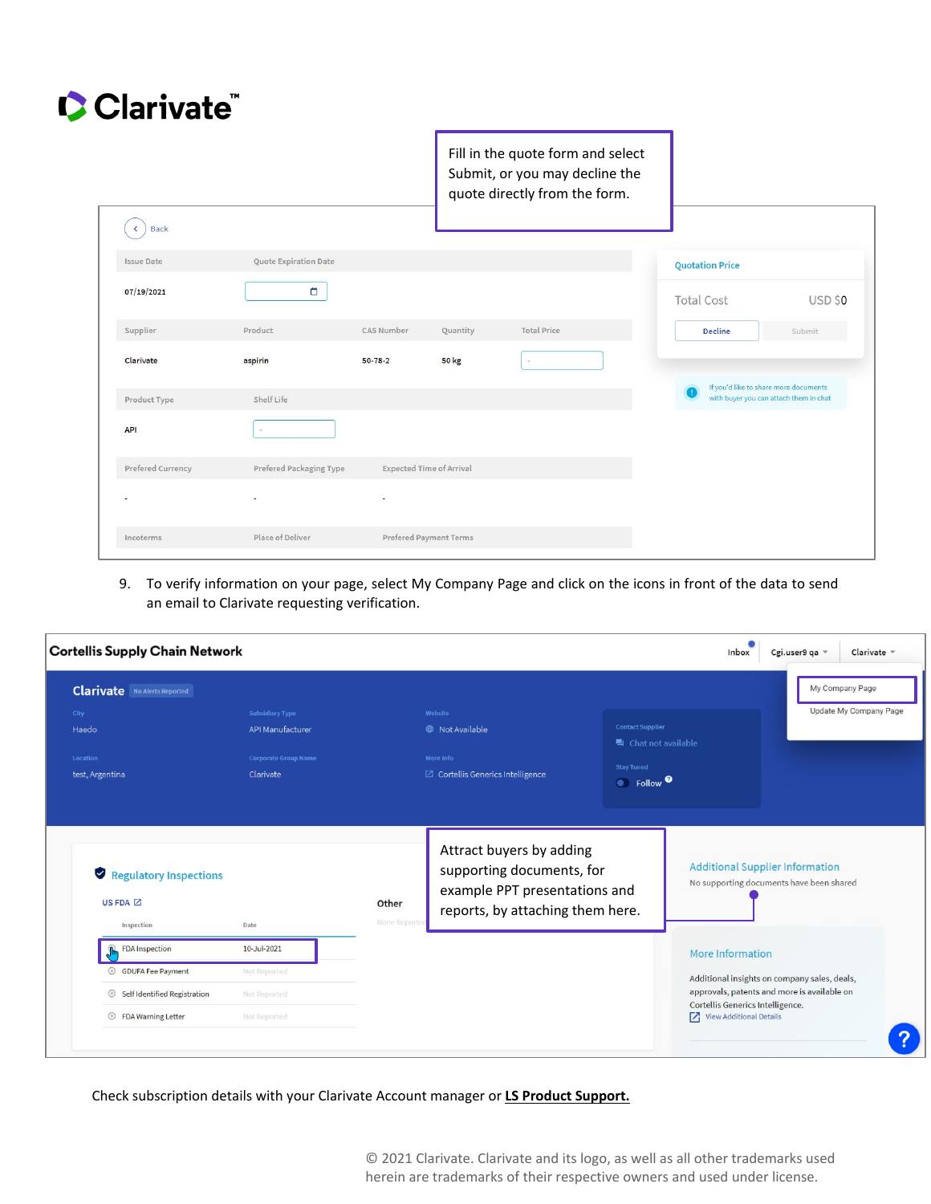Fill in the quote form and select Submit, or you may decline the quote directly from the form.

9. To verify information on your page, select My Company Page and click on the icons in front of the data to send an email to Clarivate requesting verification.

Attract buyers by adding supporting documents, for example PPT presentations and reports, by attaching them here.

Check subscription details with your Clarivate Account manager or **LS Product Support.**

© 2021 Clarivate. Clarivate and its logo, as well as all other trademarks used herein are trademarks of their respective owners and used under license.